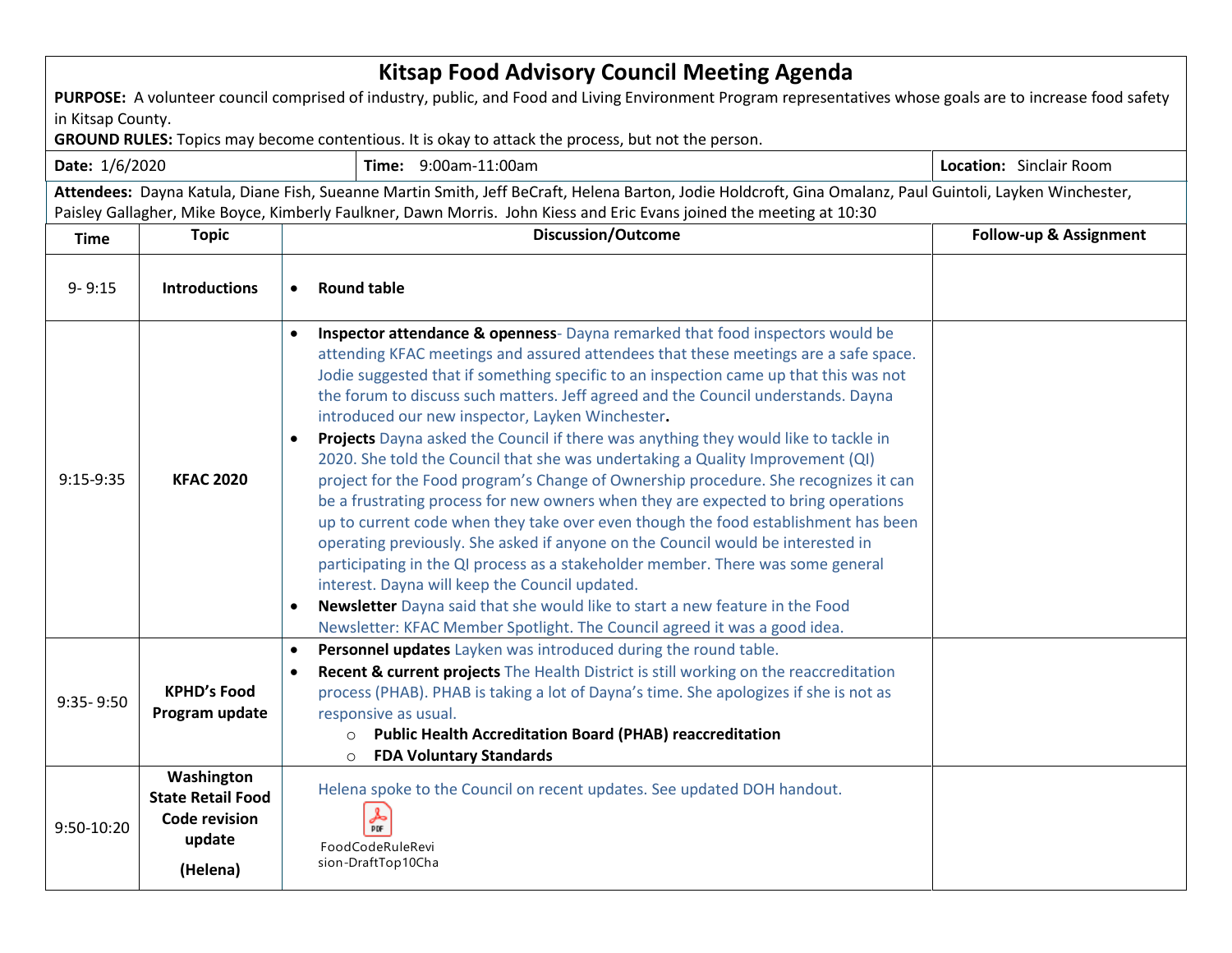# Kitsap Food Advisory Council Meeting Agenda

**PURPOSE:** A volunteer council comprised of industry, public, and Food and Living Environment Program representatives whose goals are to increase food safety in Kitsap County.

**GROUND RULES:** Topics may become contentious. It is okay to attack the process, but not the person.

| **Date:** 1/6/2020 | **Time:** 9:00am-11:00am | **Location:** Sinclair Room |
|---|---|---|

**Attendees:** Dayna Katula, Diane Fish, Sueanne Martin Smith, Jeff BeCraft, Helena Barton, Jodie Holdcroft, Gina Omalanz, Paul Guintoli, Layken Winchester, Paisley Gallagher, Mike Boyce, Kimberly Faulkner, Dawn Morris. John Kiess and Eric Evans joined the meeting at 10:30

| Time | Topic | Discussion/Outcome | Follow-up & Assignment |
|---|---|---|---|
| 9- 9:15 | **Introductions** | • **Round table** | |
| 9:15-9:35 | **KFAC 2020** | • **Inspector attendance & openness**- Dayna remarked that food inspectors would be attending KFAC meetings and assured attendees that these meetings are a safe space. Jodie suggested that if something specific to an inspection came up that this was not the forum to discuss such matters. Jeff agreed and the Council understands. Dayna introduced our new inspector, Layken Winchester**.**<br>• **Projects** Dayna asked the Council if there was anything they would like to tackle in 2020. She told the Council that she was undertaking a Quality Improvement (QI) project for the Food program's Change of Ownership procedure. She recognizes it can be a frustrating process for new owners when they are expected to bring operations up to current code when they take over even though the food establishment has been operating previously. She asked if anyone on the Council would be interested in participating in the QI process as a stakeholder member. There was some general interest. Dayna will keep the Council updated.<br>• **Newsletter** Dayna said that she would like to start a new feature in the Food Newsletter: KFAC Member Spotlight. The Council agreed it was a good idea. | |
| 9:35- 9:50 | **KPHD's Food Program update** | • **Personnel updates** Layken was introduced during the round table.<br>• **Recent & current projects** The Health District is still working on the reaccreditation process (PHAB). PHAB is taking a lot of Dayna's time. She apologizes if she is not as responsive as usual.<br>&nbsp;&nbsp;&nbsp;&nbsp;○ **Public Health Accreditation Board (PHAB) reaccreditation**<br>&nbsp;&nbsp;&nbsp;&nbsp;○ **FDA Voluntary Standards** | |
| 9:50-10:20 | **Washington State Retail Food Code revision update**<br><br>**(Helena)** | Helena spoke to the Council on recent updates. See updated DOH handout.<br><br>FoodCodeRuleRevision-DraftTop10Cha | |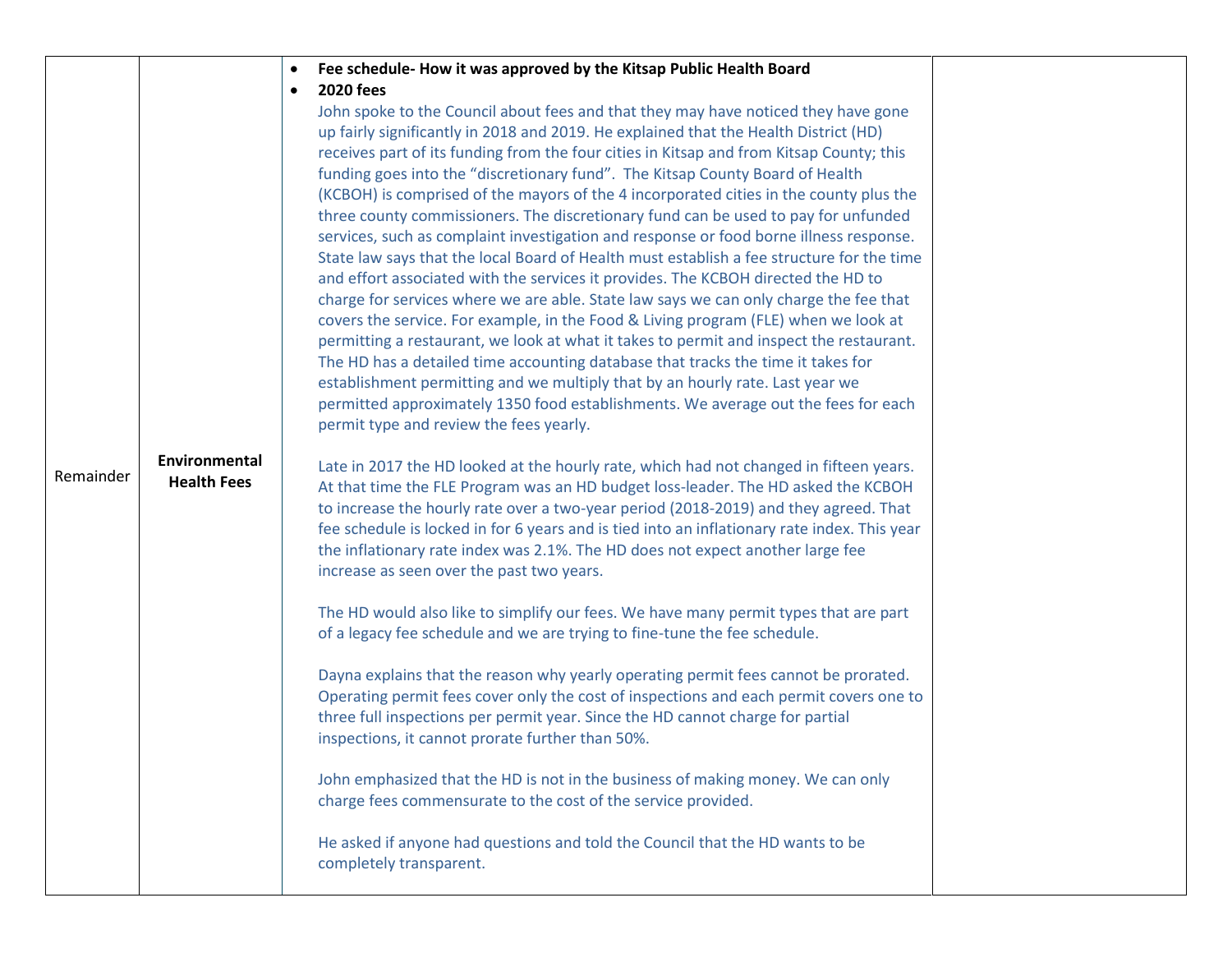| | | | |
|---|---|---|---|
| Remainder | **Environmental Health Fees** | • **Fee schedule- How it was approved by the Kitsap Public Health Board**<br>• **2020 fees**<br>John spoke to the Council about fees and that they may have noticed they have gone up fairly significantly in 2018 and 2019. He explained that the Health District (HD) receives part of its funding from the four cities in Kitsap and from Kitsap County; this funding goes into the "discretionary fund". The Kitsap County Board of Health (KCBOH) is comprised of the mayors of the 4 incorporated cities in the county plus the three county commissioners. The discretionary fund can be used to pay for unfunded services, such as complaint investigation and response or food borne illness response. State law says that the local Board of Health must establish a fee structure for the time and effort associated with the services it provides. The KCBOH directed the HD to charge for services where we are able. State law says we can only charge the fee that covers the service. For example, in the Food & Living program (FLE) when we look at permitting a restaurant, we look at what it takes to permit and inspect the restaurant. The HD has a detailed time accounting database that tracks the time it takes for establishment permitting and we multiply that by an hourly rate. Last year we permitted approximately 1350 food establishments. We average out the fees for each permit type and review the fees yearly.<br><br>Late in 2017 the HD looked at the hourly rate, which had not changed in fifteen years. At that time the FLE Program was an HD budget loss-leader. The HD asked the KCBOH to increase the hourly rate over a two-year period (2018-2019) and they agreed. That fee schedule is locked in for 6 years and is tied into an inflationary rate index. This year the inflationary rate index was 2.1%. The HD does not expect another large fee increase as seen over the past two years.<br><br>The HD would also like to simplify our fees. We have many permit types that are part of a legacy fee schedule and we are trying to fine-tune the fee schedule.<br><br>Dayna explains that the reason why yearly operating permit fees cannot be prorated. Operating permit fees cover only the cost of inspections and each permit covers one to three full inspections per permit year. Since the HD cannot charge for partial inspections, it cannot prorate further than 50%.<br><br>John emphasized that the HD is not in the business of making money. We can only charge fees commensurate to the cost of the service provided.<br><br>He asked if anyone had questions and told the Council that the HD wants to be completely transparent. | |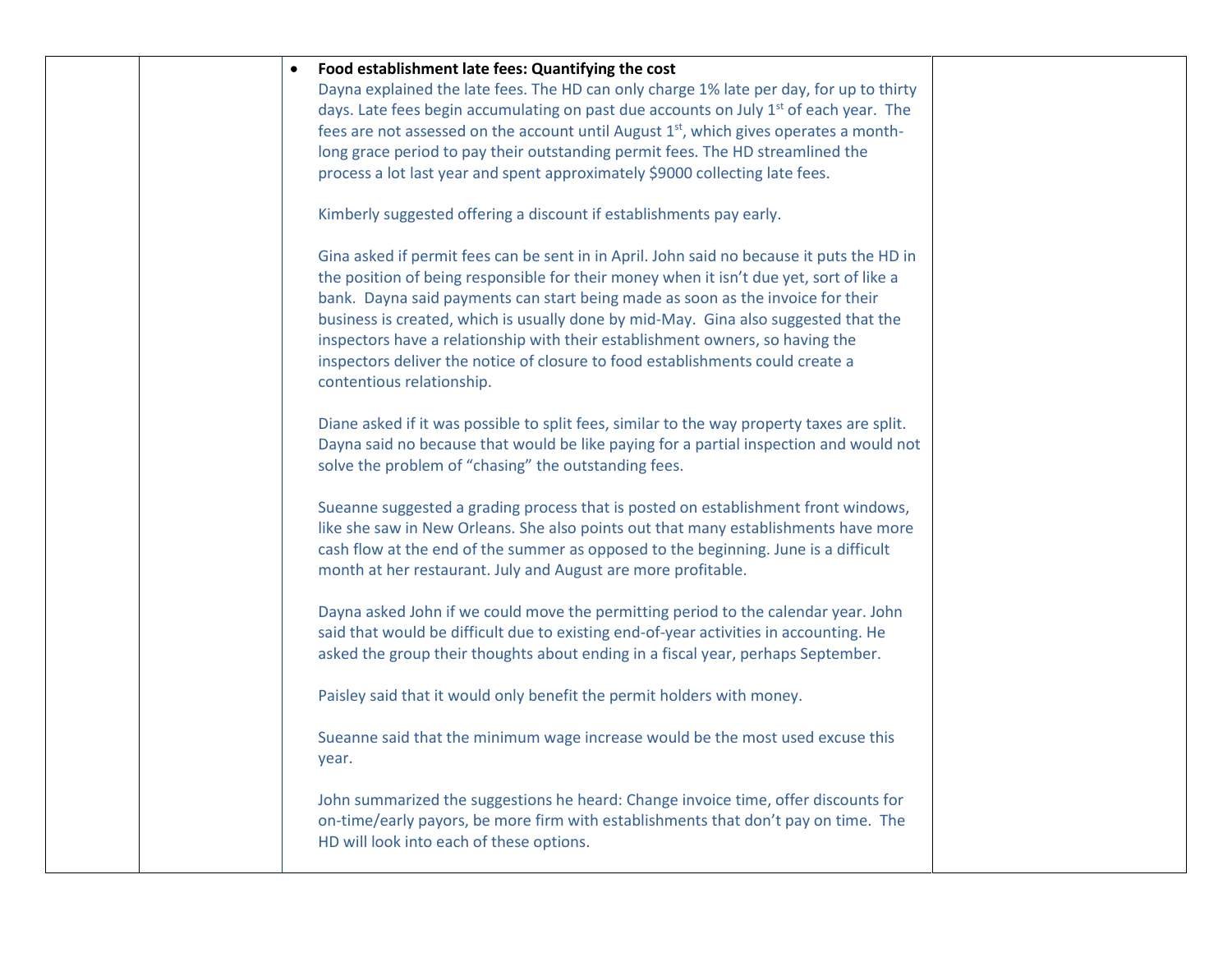| | | | |
|---|---|---|---|
| | | • **Food establishment late fees: Quantifying the cost**<br>Dayna explained the late fees. The HD can only charge 1% late per day, for up to thirty days. Late fees begin accumulating on past due accounts on July 1st of each year. The fees are not assessed on the account until August 1st, which gives operates a month-long grace period to pay their outstanding permit fees. The HD streamlined the process a lot last year and spent approximately $9000 collecting late fees.<br><br>Kimberly suggested offering a discount if establishments pay early.<br><br>Gina asked if permit fees can be sent in in April. John said no because it puts the HD in the position of being responsible for their money when it isn't due yet, sort of like a bank. Dayna said payments can start being made as soon as the invoice for their business is created, which is usually done by mid-May. Gina also suggested that the inspectors have a relationship with their establishment owners, so having the inspectors deliver the notice of closure to food establishments could create a contentious relationship.<br><br>Diane asked if it was possible to split fees, similar to the way property taxes are split. Dayna said no because that would be like paying for a partial inspection and would not solve the problem of "chasing" the outstanding fees.<br><br>Sueanne suggested a grading process that is posted on establishment front windows, like she saw in New Orleans. She also points out that many establishments have more cash flow at the end of the summer as opposed to the beginning. June is a difficult month at her restaurant. July and August are more profitable.<br><br>Dayna asked John if we could move the permitting period to the calendar year. John said that would be difficult due to existing end-of-year activities in accounting. He asked the group their thoughts about ending in a fiscal year, perhaps September.<br><br>Paisley said that it would only benefit the permit holders with money.<br><br>Sueanne said that the minimum wage increase would be the most used excuse this year.<br><br>John summarized the suggestions he heard: Change invoice time, offer discounts for on-time/early payors, be more firm with establishments that don't pay on time. The HD will look into each of these options. | |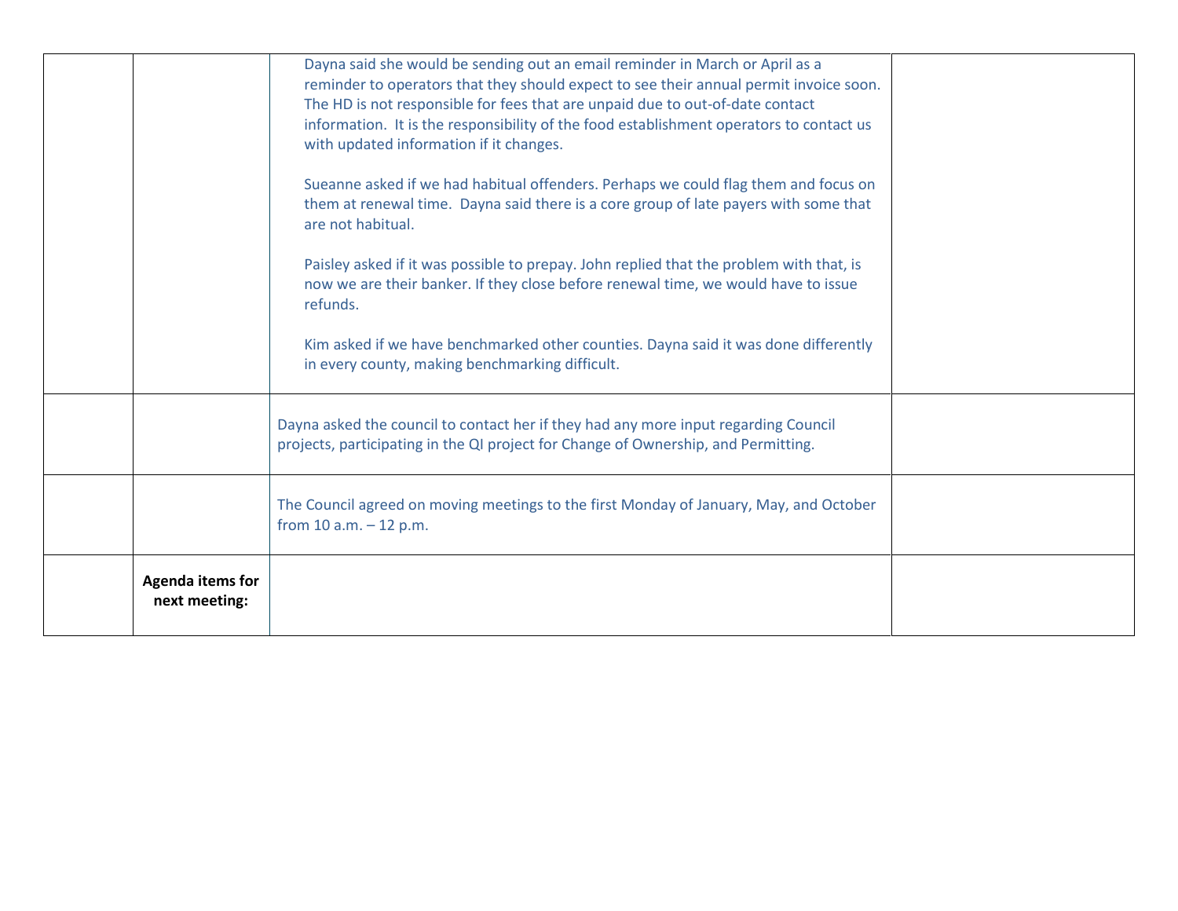| | | | |
|---|---|---|---|
| | | Dayna said she would be sending out an email reminder in March or April as a reminder to operators that they should expect to see their annual permit invoice soon. The HD is not responsible for fees that are unpaid due to out-of-date contact information. It is the responsibility of the food establishment operators to contact us with updated information if it changes.<br><br>Sueanne asked if we had habitual offenders. Perhaps we could flag them and focus on them at renewal time. Dayna said there is a core group of late payers with some that are not habitual.<br><br>Paisley asked if it was possible to prepay. John replied that the problem with that, is now we are their banker. If they close before renewal time, we would have to issue refunds.<br><br>Kim asked if we have benchmarked other counties. Dayna said it was done differently in every county, making benchmarking difficult. | |
| | | Dayna asked the council to contact her if they had any more input regarding Council projects, participating in the QI project for Change of Ownership, and Permitting. | |
| | | The Council agreed on moving meetings to the first Monday of January, May, and October from 10 a.m. – 12 p.m. | |
| | **Agenda items for next meeting:** | | |